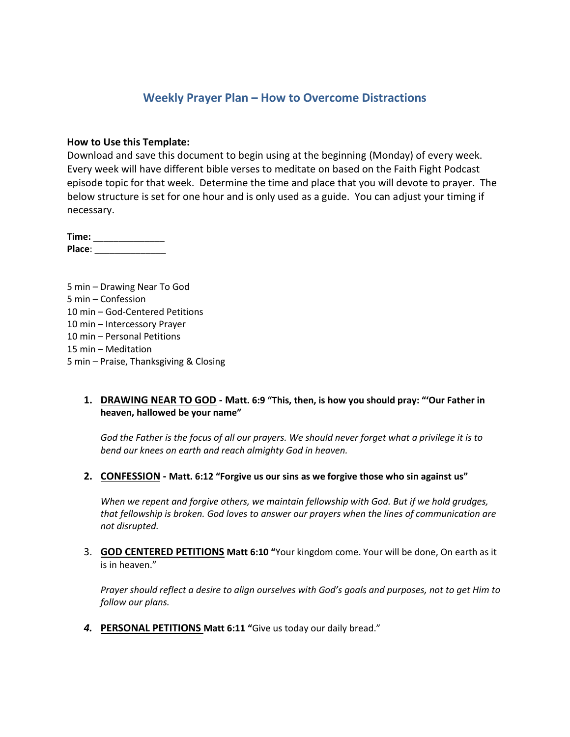# Weekly Prayer Plan – How to Overcome Distractions

**How to Use this Template:**

Download and save this document to begin using at the beginning (Monday) of every week. Every week will have different bible verses to meditate on based on the Faith Fight Podcast episode topic for that week. Determine the time and place that you will devote to prayer. The below structure is set for one hour and is only used as a guide. You can adjust your timing if necessary.

**Time:** ______________
**Place**: ______________

5 min – Drawing Near To God
5 min – Confession
10 min – God-Centered Petitions
10 min – Intercessory Prayer
10 min – Personal Petitions
15 min – Meditation
5 min – Praise, Thanksgiving & Closing

1. **DRAWING NEAR TO GOD - Matt. 6:9 "This, then, is how you should pray: "'Our Father in heaven, hallowed be your name"**

   *God the Father is the focus of all our prayers. We should never forget what a privilege it is to bend our knees on earth and reach almighty God in heaven.*

2. **CONFESSION - Matt. 6:12 "Forgive us our sins as we forgive those who sin against us"**

   *When we repent and forgive others, we maintain fellowship with God. But if we hold grudges, that fellowship is broken. God loves to answer our prayers when the lines of communication are not disrupted.*

3. **GOD CENTERED PETITIONS Matt 6:10 "**Your kingdom come. Your will be done, On earth as it is in heaven."

   *Prayer should reflect a desire to align ourselves with God's goals and purposes, not to get Him to follow our plans.*

4. **PERSONAL PETITIONS Matt 6:11 "**Give us today our daily bread."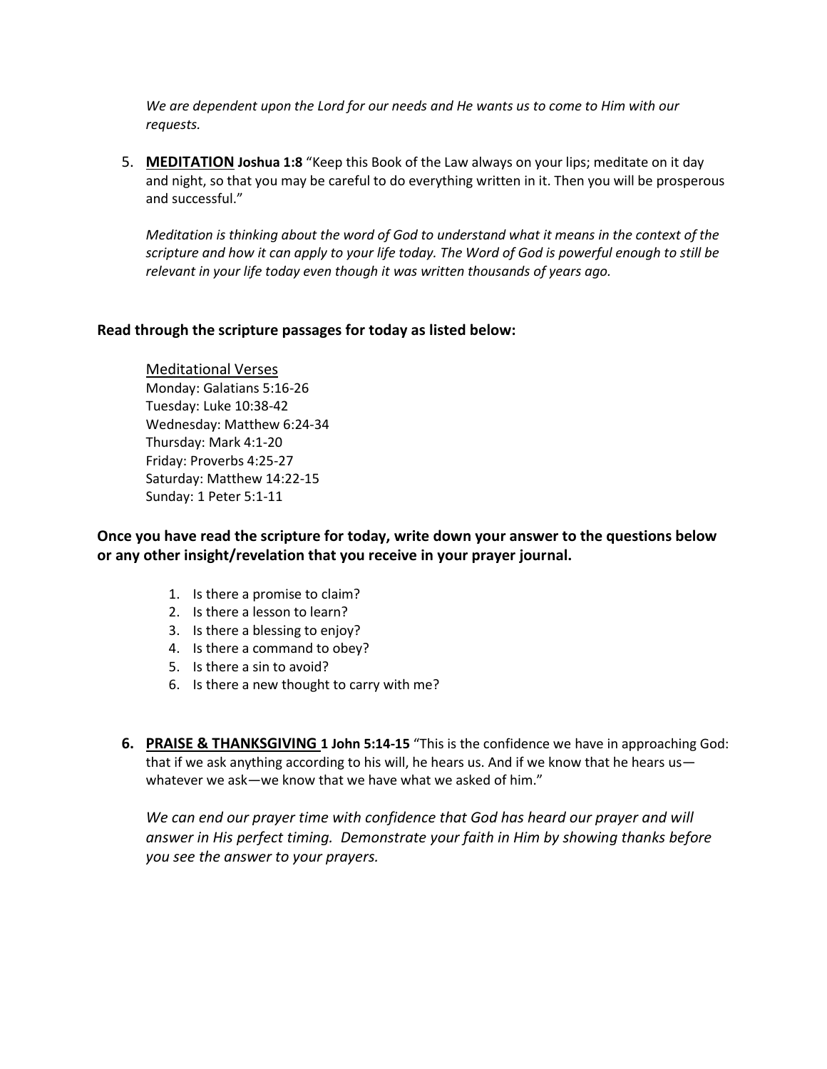*We are dependent upon the Lord for our needs and He wants us to come to Him with our requests.*

5. **MEDITATION** **Joshua 1:8** "Keep this Book of the Law always on your lips; meditate on it day and night, so that you may be careful to do everything written in it. Then you will be prosperous and successful."

   *Meditation is thinking about the word of God to understand what it means in the context of the scripture and how it can apply to your life today. The Word of God is powerful enough to still be relevant in your life today even though it was written thousands of years ago.*

**Read through the scripture passages for today as listed below:**

Meditational Verses
Monday: Galatians 5:16-26
Tuesday: Luke 10:38-42
Wednesday: Matthew 6:24-34
Thursday: Mark 4:1-20
Friday: Proverbs 4:25-27
Saturday: Matthew 14:22-15
Sunday: 1 Peter 5:1-11

**Once you have read the scripture for today, write down your answer to the questions below or any other insight/revelation that you receive in your prayer journal.**

1. Is there a promise to claim?
2. Is there a lesson to learn?
3. Is there a blessing to enjoy?
4. Is there a command to obey?
5. Is there a sin to avoid?
6. Is there a new thought to carry with me?

6. **PRAISE & THANKSGIVING** **1 John 5:14-15** "This is the confidence we have in approaching God: that if we ask anything according to his will, he hears us. And if we know that he hears us—whatever we ask—we know that we have what we asked of him."

   *We can end our prayer time with confidence that God has heard our prayer and will answer in His perfect timing. Demonstrate your faith in Him by showing thanks before you see the answer to your prayers.*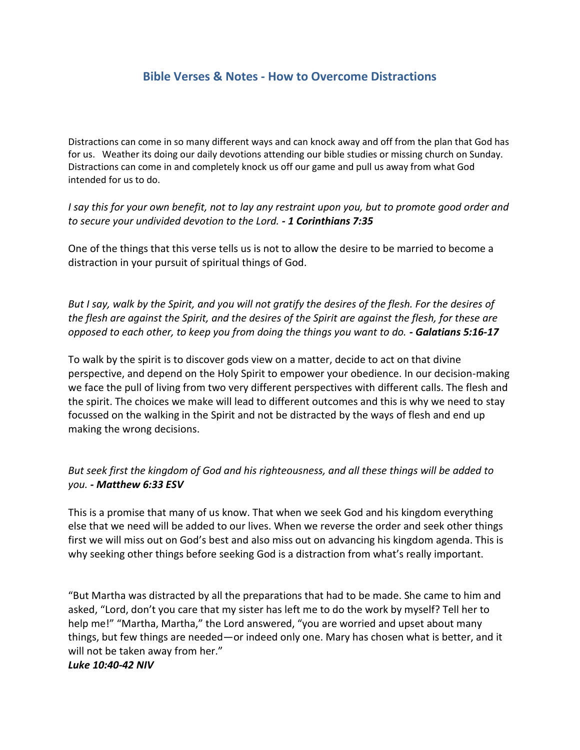## Bible Verses & Notes - How to Overcome Distractions

Distractions can come in so many different ways and can knock away and off from the plan that God has for us. Weather its doing our daily devotions attending our bible studies or missing church on Sunday. Distractions can come in and completely knock us off our game and pull us away from what God intended for us to do.

*I say this for your own benefit, not to lay any restraint upon you, but to promote good order and to secure your undivided devotion to the Lord. **- 1 Corinthians 7:35***

One of the things that this verse tells us is not to allow the desire to be married to become a distraction in your pursuit of spiritual things of God.

*But I say, walk by the Spirit, and you will not gratify the desires of the flesh. For the desires of the flesh are against the Spirit, and the desires of the Spirit are against the flesh, for these are opposed to each other, to keep you from doing the things you want to do. **- Galatians 5:16-17***

To walk by the spirit is to discover gods view on a matter, decide to act on that divine perspective, and depend on the Holy Spirit to empower your obedience. In our decision-making we face the pull of living from two very different perspectives with different calls. The flesh and the spirit. The choices we make will lead to different outcomes and this is why we need to stay focussed on the walking in the Spirit and not be distracted by the ways of flesh and end up making the wrong decisions.

*But seek first the kingdom of God and his righteousness, and all these things will be added to you. **- Matthew 6:33 ESV***

This is a promise that many of us know. That when we seek God and his kingdom everything else that we need will be added to our lives. When we reverse the order and seek other things first we will miss out on God's best and also miss out on advancing his kingdom agenda. This is why seeking other things before seeking God is a distraction from what's really important.

"But Martha was distracted by all the preparations that had to be made. She came to him and asked, "Lord, don't you care that my sister has left me to do the work by myself? Tell her to help me!" "Martha, Martha," the Lord answered, "you are worried and upset about many things, but few things are needed—or indeed only one. Mary has chosen what is better, and it will not be taken away from her."
***Luke 10:40-42 NIV***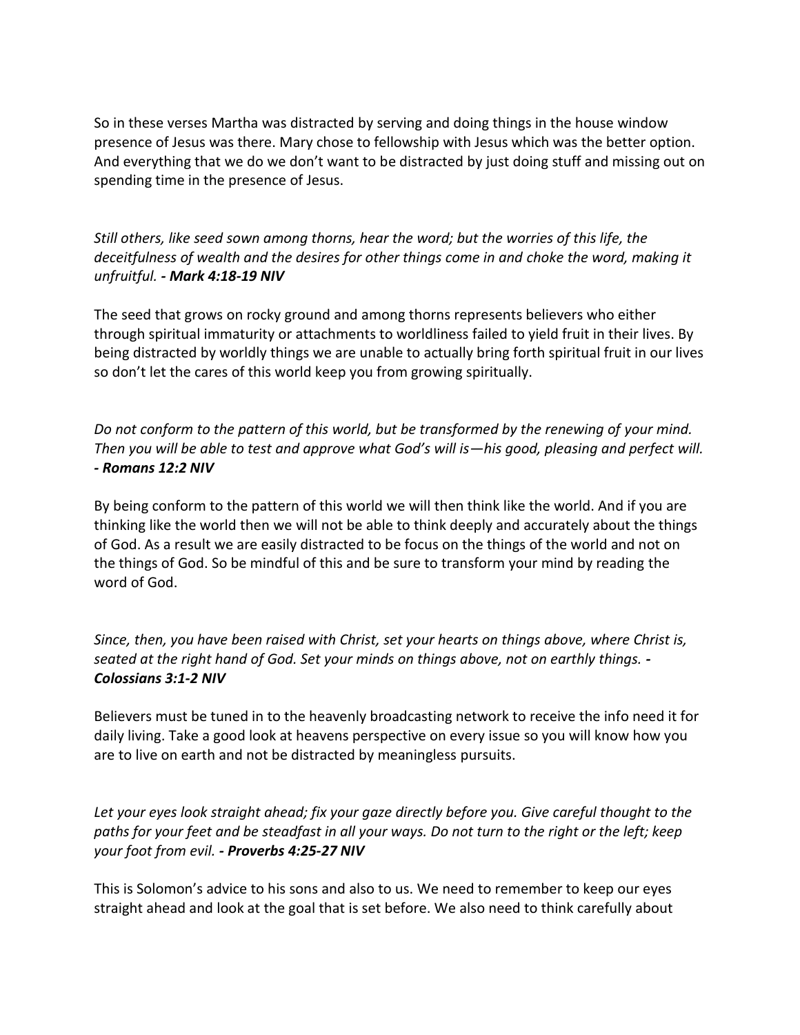So in these verses Martha was distracted by serving and doing things in the house window presence of Jesus was there. Mary chose to fellowship with Jesus which was the better option. And everything that we do we don't want to be distracted by just doing stuff and missing out on spending time in the presence of Jesus.

*Still others, like seed sown among thorns, hear the word; but the worries of this life, the deceitfulness of wealth and the desires for other things come in and choke the word, making it unfruitful.* ***- Mark 4:18-19 NIV***

The seed that grows on rocky ground and among thorns represents believers who either through spiritual immaturity or attachments to worldliness failed to yield fruit in their lives. By being distracted by worldly things we are unable to actually bring forth spiritual fruit in our lives so don't let the cares of this world keep you from growing spiritually.

*Do not conform to the pattern of this world, but be transformed by the renewing of your mind. Then you will be able to test and approve what God's will is—his good, pleasing and perfect will.* ***- Romans 12:2 NIV***

By being conform to the pattern of this world we will then think like the world. And if you are thinking like the world then we will not be able to think deeply and accurately about the things of God. As a result we are easily distracted to be focus on the things of the world and not on the things of God. So be mindful of this and be sure to transform your mind by reading the word of God.

*Since, then, you have been raised with Christ, set your hearts on things above, where Christ is, seated at the right hand of God. Set your minds on things above, not on earthly things.* ***- Colossians 3:1-2 NIV***

Believers must be tuned in to the heavenly broadcasting network to receive the info need it for daily living. Take a good look at heavens perspective on every issue so you will know how you are to live on earth and not be distracted by meaningless pursuits.

*Let your eyes look straight ahead; fix your gaze directly before you. Give careful thought to the paths for your feet and be steadfast in all your ways. Do not turn to the right or the left; keep your foot from evil.* ***- Proverbs 4:25-27 NIV***

This is Solomon's advice to his sons and also to us. We need to remember to keep our eyes straight ahead and look at the goal that is set before. We also need to think carefully about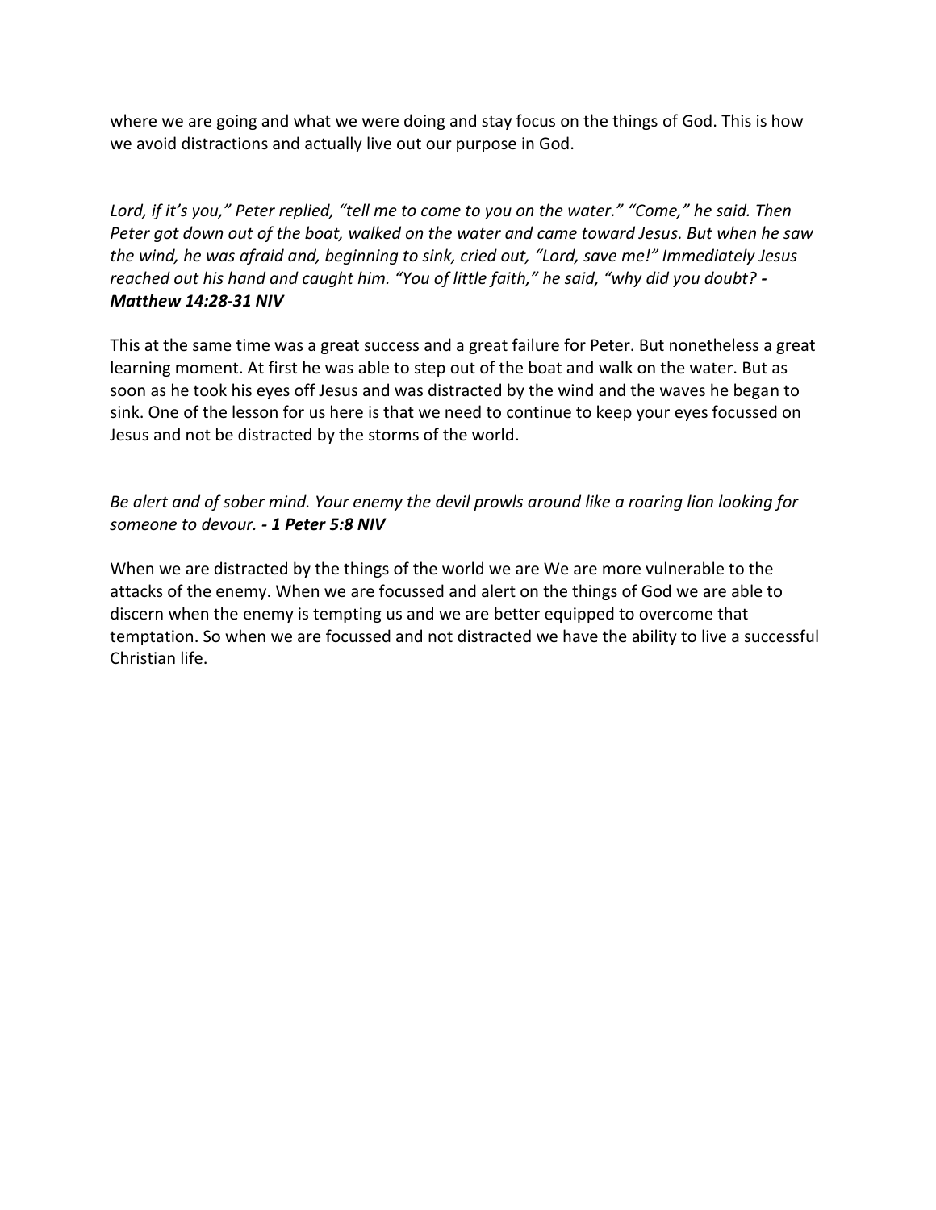where we are going and what we were doing and stay focus on the things of God. This is how we avoid distractions and actually live out our purpose in God.

*Lord, if it's you," Peter replied, "tell me to come to you on the water." "Come," he said. Then Peter got down out of the boat, walked on the water and came toward Jesus. But when he saw the wind, he was afraid and, beginning to sink, cried out, "Lord, save me!" Immediately Jesus reached out his hand and caught him. "You of little faith," he said, "why did you doubt?* ***- Matthew 14:28-31 NIV***

This at the same time was a great success and a great failure for Peter. But nonetheless a great learning moment. At first he was able to step out of the boat and walk on the water. But as soon as he took his eyes off Jesus and was distracted by the wind and the waves he began to sink. One of the lesson for us here is that we need to continue to keep your eyes focussed on Jesus and not be distracted by the storms of the world.

*Be alert and of sober mind. Your enemy the devil prowls around like a roaring lion looking for someone to devour.* ***- 1 Peter 5:8 NIV***

When we are distracted by the things of the world we are We are more vulnerable to the attacks of the enemy. When we are focussed and alert on the things of God we are able to discern when the enemy is tempting us and we are better equipped to overcome that temptation. So when we are focussed and not distracted we have the ability to live a successful Christian life.